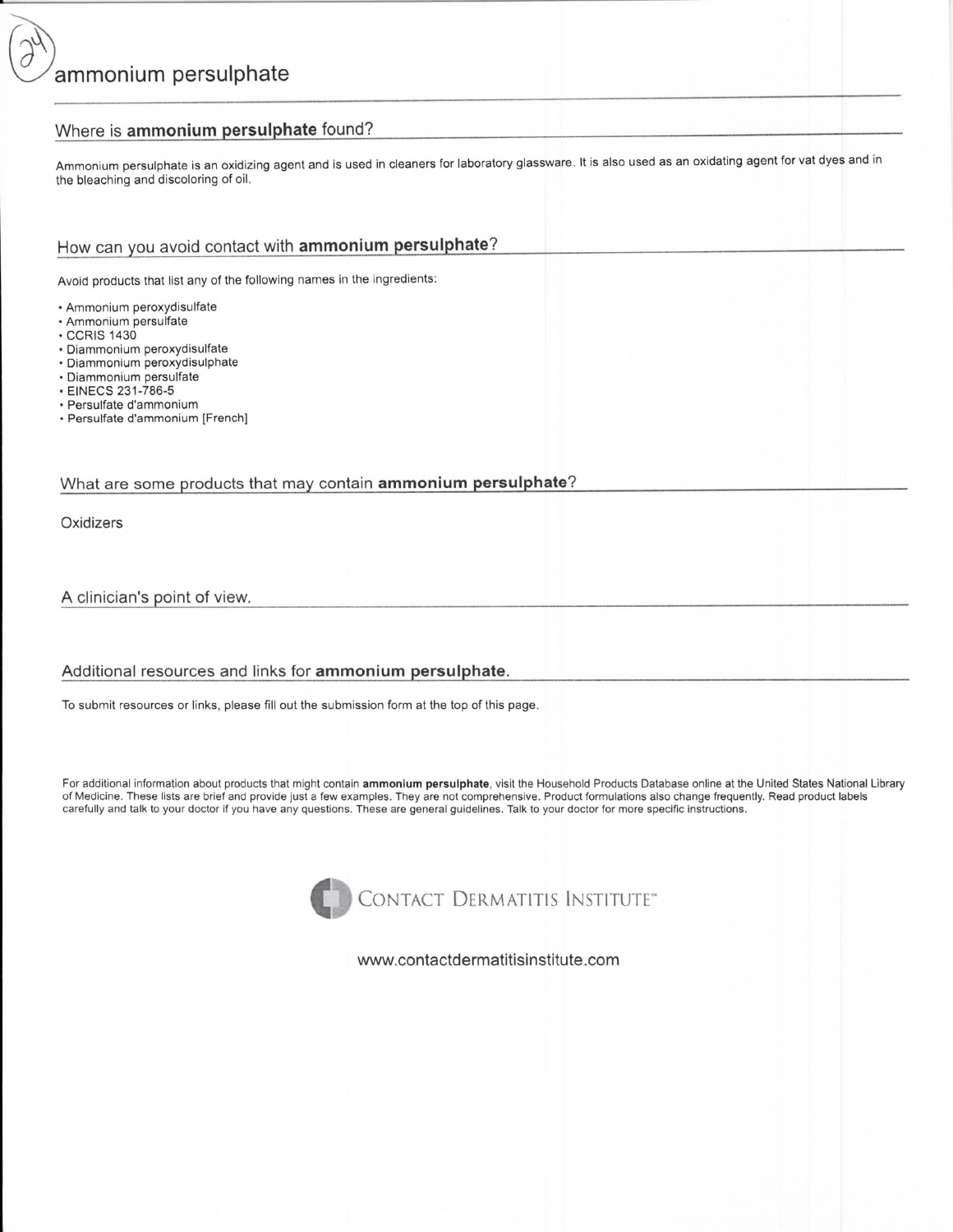# ammonium persulphate

## Where is **ammonium persulphate** found?

Ammonium persulphate is an oxidizing agent and is used in cleaners for laboratory glassware. It is also used as an oxidating agent for vat dyes and in the bleaching and discoloring of oil.

## How can you avoid contact with **ammonium persulphate**?

Avoid products that list any of the following names in the ingredients:

- Ammonium peroxydisulfate
- Ammonium persulfate
- CCRIS 1430
- Diammonium peroxydisulfate
- Diammonium peroxydisulphate
- Diammonium persulfate
- EINECS 231-786-5
- Persulfate d'ammonium
- Persulfate d'ammonium [French]

## What are some products that may contain **ammonium persulphate**?

Oxidizers

## A clinician's point of view.

## Additional resources and links for **ammonium persulphate**.

To submit resources or links, please fill out the submission form at the top of this page.

For additional information about products that might contain **ammonium persulphate**, visit the Household Products Database online at the United States National Library of Medicine. These lists are brief and provide just a few examples. They are not comprehensive. Product formulations also change frequently. Read product labels carefully and talk to your doctor if you have any questions. These are general guidelines. Talk to your doctor for more specific instructions.

CONTACT DERMATITIS INSTITUTE™

www.contactdermatitisinstitute.com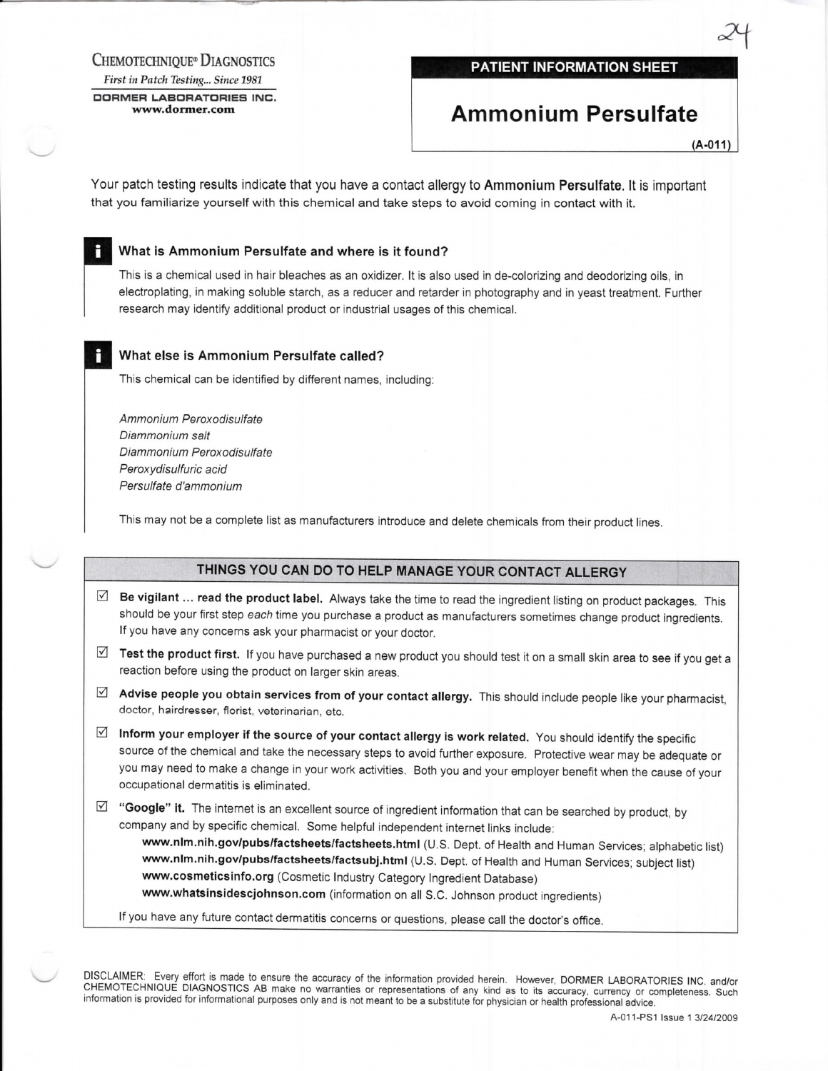CHEMOTECHNIQUE® DIAGNOSTICS

*First in Patch Testing... Since 1981*

DORMER LABORATORIES INC.
www.dormer.com

**PATIENT INFORMATION SHEET**

# Ammonium Persulfate

**(A-011)**

Your patch testing results indicate that you have a contact allergy to **Ammonium Persulfate.** It is important that you familiarize yourself with this chemical and take steps to avoid coming in contact with it.

### What is Ammonium Persulfate and where is it found?

This is a chemical used in hair bleaches as an oxidizer. It is also used in de-colorizing and deodorizing oils, in electroplating, in making soluble starch, as a reducer and retarder in photography and in yeast treatment. Further research may identify additional product or industrial usages of this chemical.

### What else is Ammonium Persulfate called?

This chemical can be identified by different names, including:

*Ammonium Peroxodisulfate*
*Diammonium salt*
*Diammonium Peroxodisulfate*
*Peroxydisulfuric acid*
*Persulfate d'ammonium*

This may not be a complete list as manufacturers introduce and delete chemicals from their product lines.

## THINGS YOU CAN DO TO HELP MANAGE YOUR CONTACT ALLERGY

- ☑ **Be vigilant ... read the product label.** Always take the time to read the ingredient listing on product packages. This should be your first step *each* time you purchase a product as manufacturers sometimes change product ingredients. If you have any concerns ask your pharmacist or your doctor.
- ☑ **Test the product first.** If you have purchased a new product you should test it on a small skin area to see if you get a reaction before using the product on larger skin areas.
- ☑ **Advise people you obtain services from of your contact allergy.** This should include people like your pharmacist, doctor, hairdresser, florist, veterinarian, etc.
- ☑ **Inform your employer if the source of your contact allergy is work related.** You should identify the specific source of the chemical and take the necessary steps to avoid further exposure. Protective wear may be adequate or you may need to make a change in your work activities. Both you and your employer benefit when the cause of your occupational dermatitis is eliminated.
- ☑ **"Google" it.** The internet is an excellent source of ingredient information that can be searched by product, by company and by specific chemical. Some helpful independent internet links include:
  - **www.nlm.nih.gov/pubs/factsheets/factsheets.html** (U.S. Dept. of Health and Human Services; alphabetic list)
  - **www.nlm.nih.gov/pubs/factsheets/factsubj.html** (U.S. Dept. of Health and Human Services; subject list)
  - **www.cosmeticsinfo.org** (Cosmetic Industry Category Ingredient Database)
  - **www.whatsinsidescjohnson.com** (information on all S.C. Johnson product ingredients)

If you have any future contact dermatitis concerns or questions, please call the doctor's office.

DISCLAIMER: Every effort is made to ensure the accuracy of the information provided herein. However, DORMER LABORATORIES INC. and/or CHEMOTECHNIQUE DIAGNOSTICS AB make no warranties or representations of any kind as to its accuracy, currency or completeness. Such information is provided for informational purposes only and is not meant to be a substitute for physician or health professional advice.

A-011-PS1 Issue 1 3/24/2009